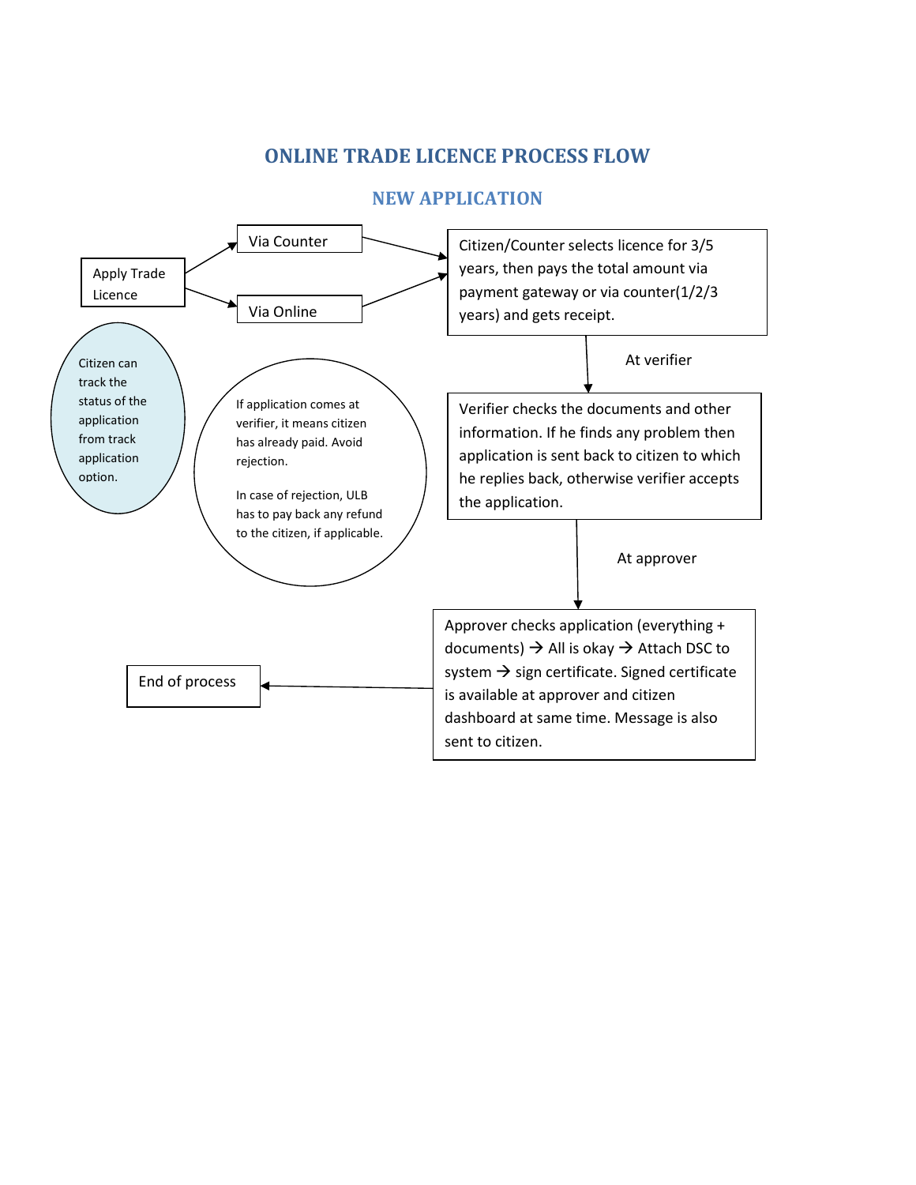# ONLINE TRADE LICENCE PROCESS FLOW

## NEW APPLICATION

Apply Trade Licence

Via Counter

Via Online

Citizen/Counter selects licence for 3/5 years, then pays the total amount via payment gateway or via counter(1/2/3 years) and gets receipt.

At verifier

Verifier checks the documents and other information. If he finds any problem then application is sent back to citizen to which he replies back, otherwise verifier accepts the application.

At approver

Approver checks application (everything + documents) → All is okay → Attach DSC to system → sign certificate. Signed certificate is available at approver and citizen dashboard at same time. Message is also sent to citizen.

End of process

Citizen can track the status of the application from track application option.

If application comes at verifier, it means citizen has already paid. Avoid rejection.

In case of rejection, ULB has to pay back any refund to the citizen, if applicable.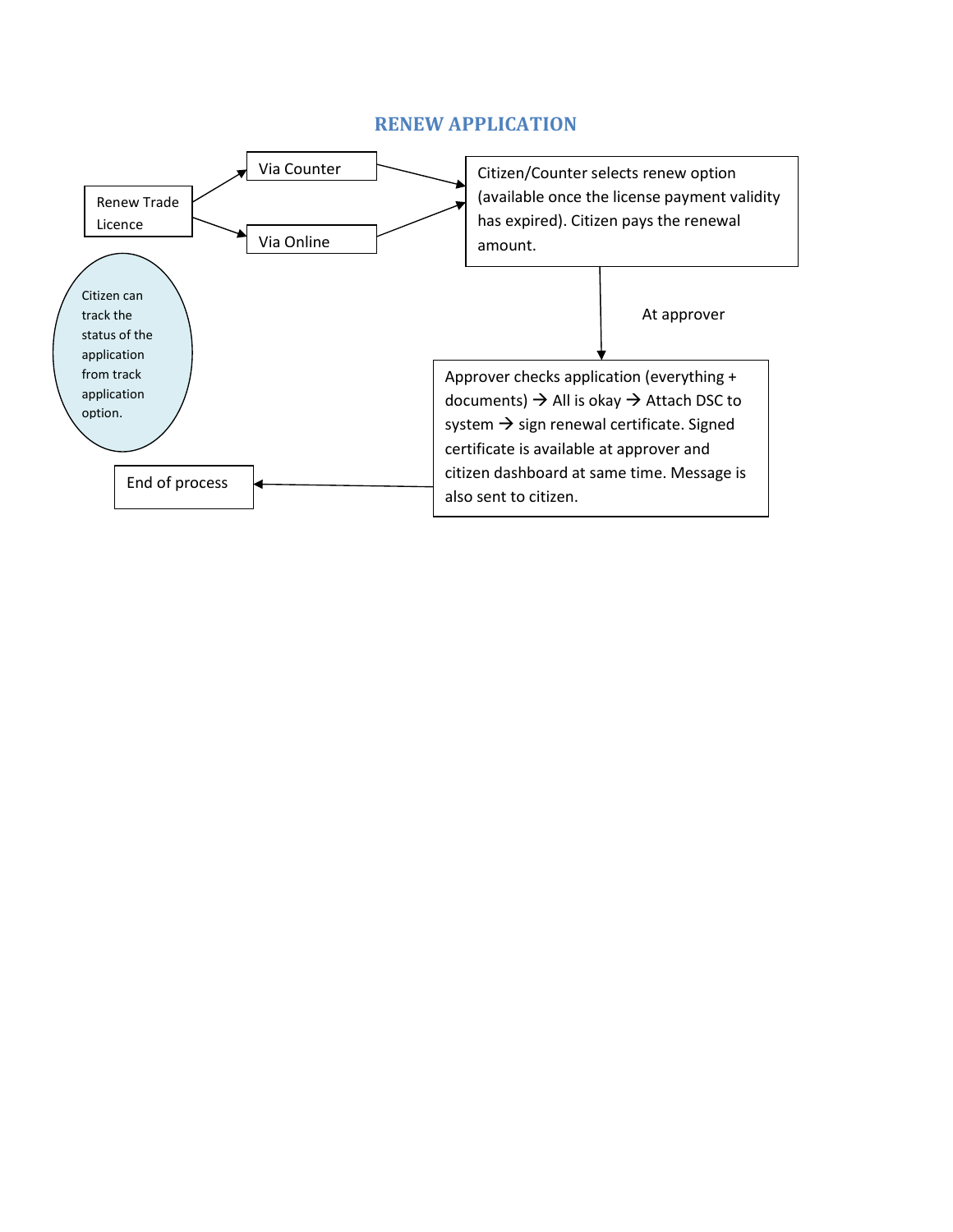## RENEW APPLICATION

Renew Trade Licence

Via Counter

Via Online

Citizen/Counter selects renew option (available once the license payment validity has expired). Citizen pays the renewal amount.

At approver

Approver checks application (everything + documents) → All is okay → Attach DSC to system → sign renewal certificate. Signed certificate is available at approver and citizen dashboard at same time. Message is also sent to citizen.

End of process

Citizen can track the status of the application from track application option.